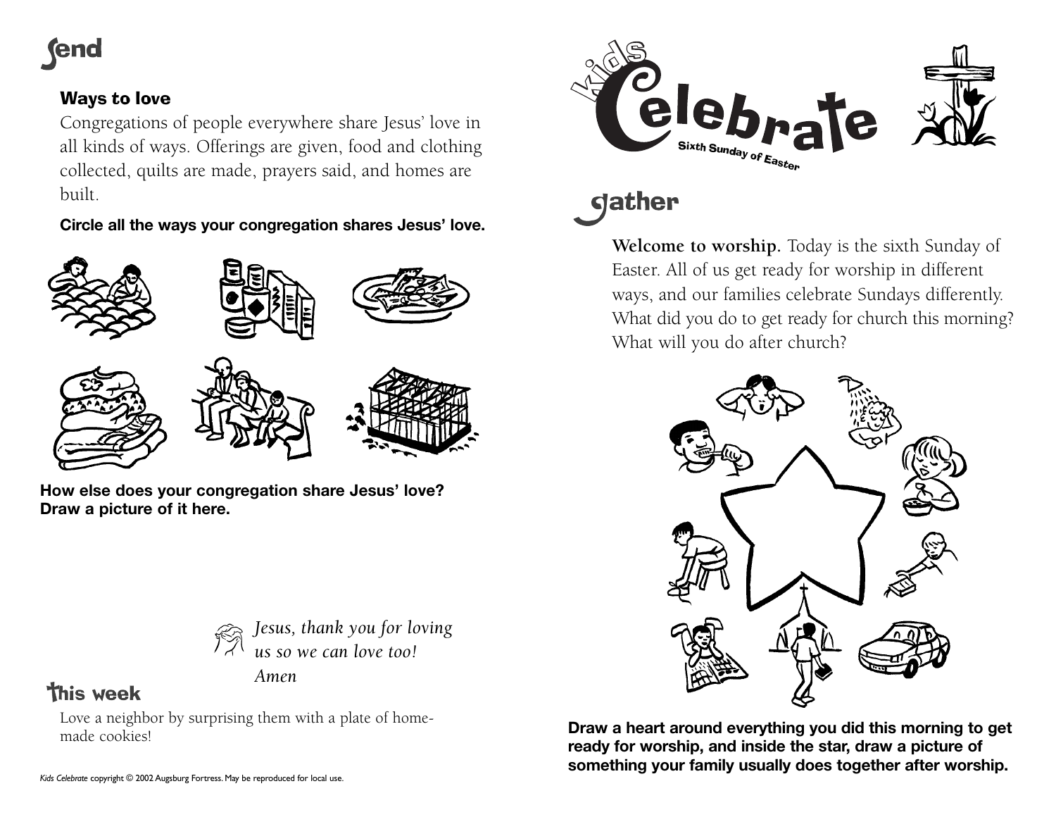# send

## Ways to love

Congregations of people everywhere share Jesus' love in all kinds of ways. Offerings are given, food and clothing collected, quilts are made, prayers said, and homes are built.

**Circle all the ways your congregation shares Jesus' love.**

**How else does your congregation share Jesus' love? Draw a picture of it here.**

*Jesus, thank you for loving us so we can love too! Amen*

## This week

Love a neighbor by surprising them with a plate of home-made cookies!

*Kids Celebrate* copyright © 2002 Augsburg Fortress. May be reproduced for local use.

# kids Celebrate

Sixth Sunday of Easter

# gather

**Welcome to worship.** Today is the sixth Sunday of Easter. All of us get ready for worship in different ways, and our families celebrate Sundays differently. What did you do to get ready for church this morning? What will you do after church?

**Draw a heart around everything you did this morning to get ready for worship, and inside the star, draw a picture of something your family usually does together after worship.**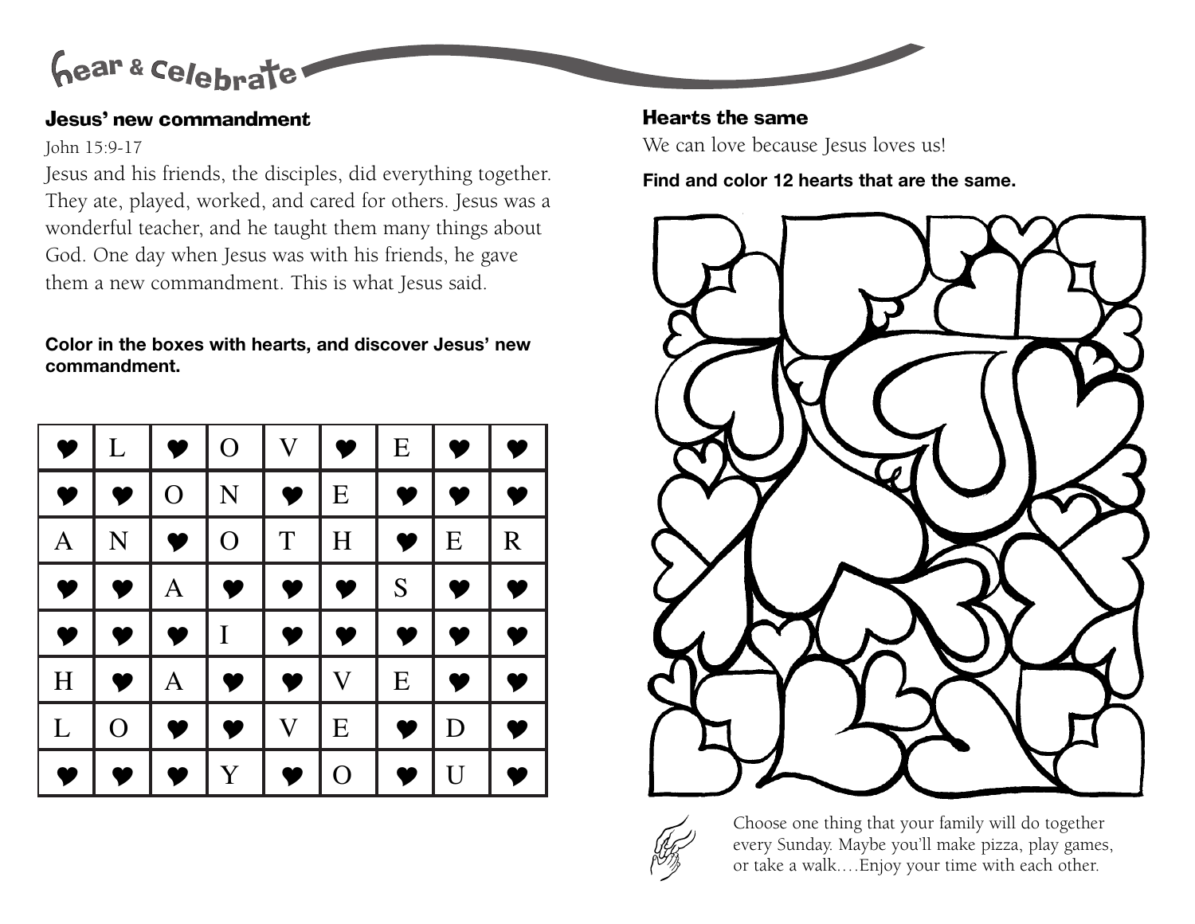hear & celebrate

## Jesus' new commandment

John 15:9-17

Jesus and his friends, the disciples, did everything together. They ate, played, worked, and cared for others. Jesus was a wonderful teacher, and he taught them many things about God. One day when Jesus was with his friends, he gave them a new commandment. This is what Jesus said.

**Color in the boxes with hearts, and discover Jesus' new commandment.**

| | | | | | | | | |
|---|---|---|---|---|---|---|---|---|
| ♥ | L | ♥ | O | V | ♥ | E | ♥ | ♥ |
| ♥ | ♥ | O | N | ♥ | E | ♥ | ♥ | ♥ |
| A | N | ♥ | O | T | H | ♥ | E | R |
| ♥ | ♥ | A | ♥ | ♥ | ♥ | S | ♥ | ♥ |
| ♥ | ♥ | ♥ | I | ♥ | ♥ | ♥ | ♥ | ♥ |
| H | ♥ | A | ♥ | ♥ | V | E | ♥ | ♥ |
| L | O | ♥ | ♥ | V | E | ♥ | D | ♥ |
| ♥ | ♥ | ♥ | Y | ♥ | O | ♥ | U | ♥ |

## Hearts the same

We can love because Jesus loves us!

**Find and color 12 hearts that are the same.**

Choose one thing that your family will do together every Sunday. Maybe you'll make pizza, play games, or take a walk....Enjoy your time with each other.